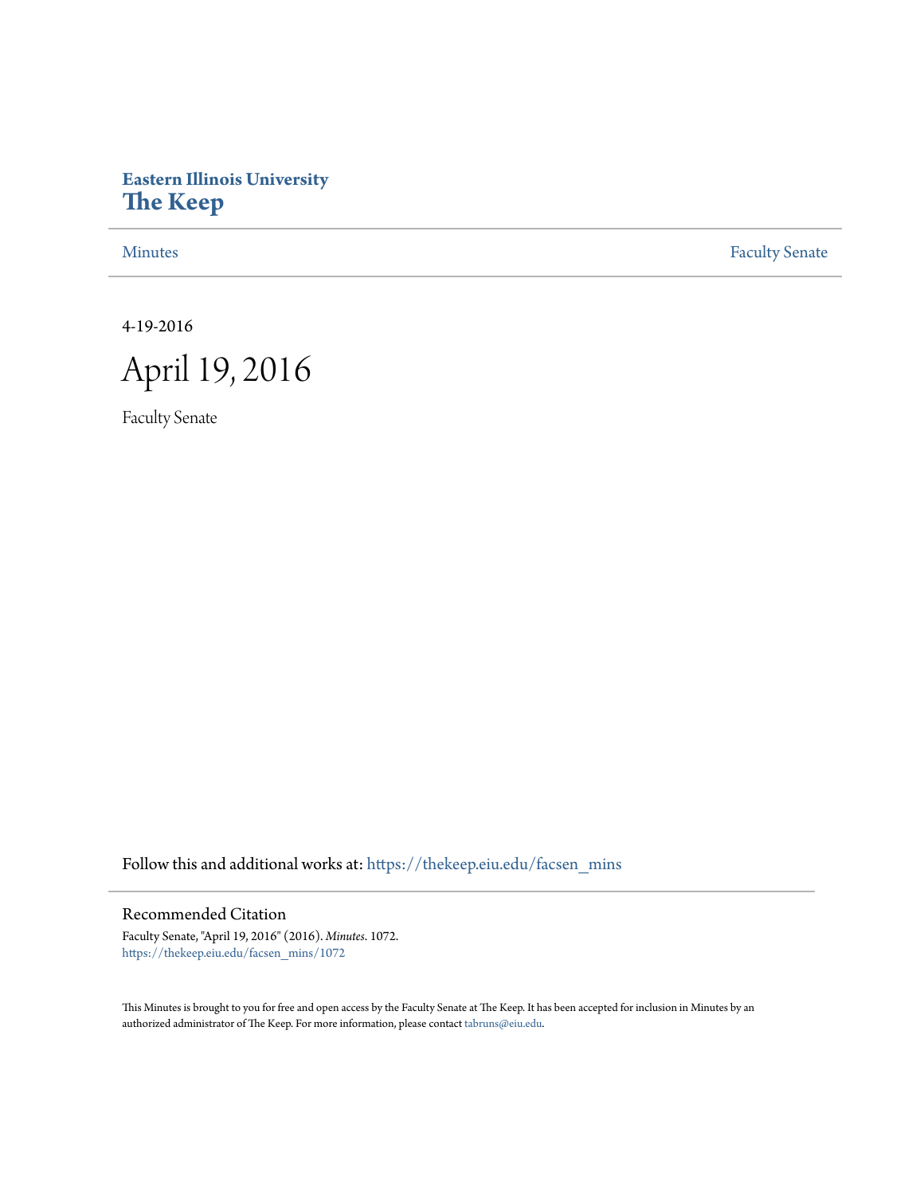Eastern Illinois University
**The Keep**

Minutes | Faculty Senate

4-19-2016

# April 19, 2016

Faculty Senate

Follow this and additional works at: https://thekeep.eiu.edu/facsen_mins

## Recommended Citation

Faculty Senate, "April 19, 2016" (2016). *Minutes*. 1072.
https://thekeep.eiu.edu/facsen_mins/1072

This Minutes is brought to you for free and open access by the Faculty Senate at The Keep. It has been accepted for inclusion in Minutes by an authorized administrator of The Keep. For more information, please contact tabruns@eiu.edu.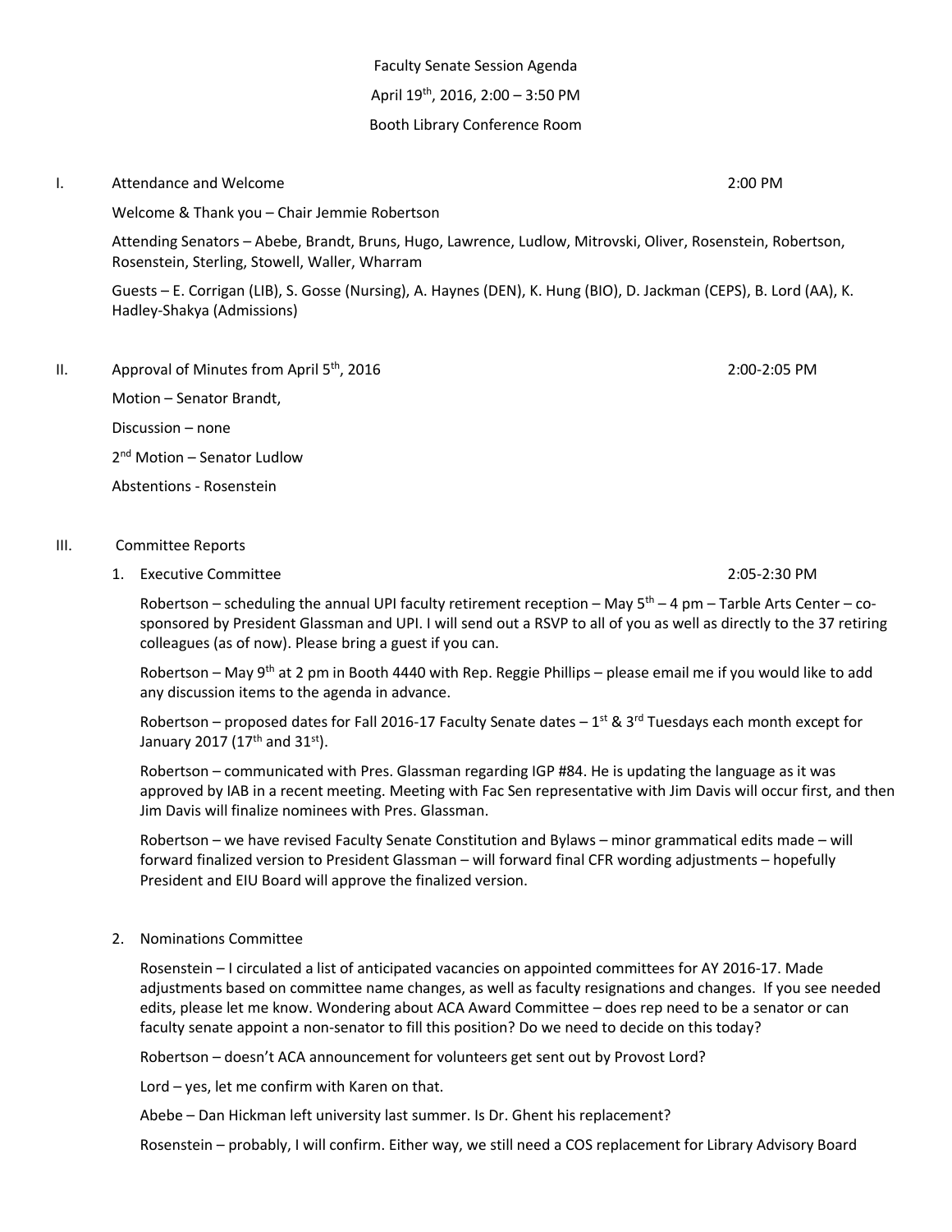Faculty Senate Session Agenda

April 19th, 2016, 2:00 – 3:50 PM

Booth Library Conference Room

I. Attendance and Welcome 2:00 PM

Welcome & Thank you – Chair Jemmie Robertson

Attending Senators – Abebe, Brandt, Bruns, Hugo, Lawrence, Ludlow, Mitrovski, Oliver, Rosenstein, Robertson, Rosenstein, Sterling, Stowell, Waller, Wharram

Guests – E. Corrigan (LIB), S. Gosse (Nursing), A. Haynes (DEN), K. Hung (BIO), D. Jackman (CEPS), B. Lord (AA), K. Hadley-Shakya (Admissions)

II. Approval of Minutes from April 5th, 2016 2:00-2:05 PM

Motion – Senator Brandt,

Discussion – none

2nd Motion – Senator Ludlow

Abstentions - Rosenstein

III. Committee Reports

1. Executive Committee 2:05-2:30 PM

Robertson – scheduling the annual UPI faculty retirement reception – May 5th – 4 pm – Tarble Arts Center – co-sponsored by President Glassman and UPI. I will send out a RSVP to all of you as well as directly to the 37 retiring colleagues (as of now). Please bring a guest if you can.

Robertson – May 9th at 2 pm in Booth 4440 with Rep. Reggie Phillips – please email me if you would like to add any discussion items to the agenda in advance.

Robertson – proposed dates for Fall 2016-17 Faculty Senate dates – 1st & 3rd Tuesdays each month except for January 2017 (17th and 31st).

Robertson – communicated with Pres. Glassman regarding IGP #84. He is updating the language as it was approved by IAB in a recent meeting. Meeting with Fac Sen representative with Jim Davis will occur first, and then Jim Davis will finalize nominees with Pres. Glassman.

Robertson – we have revised Faculty Senate Constitution and Bylaws – minor grammatical edits made – will forward finalized version to President Glassman – will forward final CFR wording adjustments – hopefully President and EIU Board will approve the finalized version.

2. Nominations Committee

Rosenstein – I circulated a list of anticipated vacancies on appointed committees for AY 2016-17. Made adjustments based on committee name changes, as well as faculty resignations and changes. If you see needed edits, please let me know. Wondering about ACA Award Committee – does rep need to be a senator or can faculty senate appoint a non-senator to fill this position? Do we need to decide on this today?

Robertson – doesn't ACA announcement for volunteers get sent out by Provost Lord?

Lord – yes, let me confirm with Karen on that.

Abebe – Dan Hickman left university last summer. Is Dr. Ghent his replacement?

Rosenstein – probably, I will confirm. Either way, we still need a COS replacement for Library Advisory Board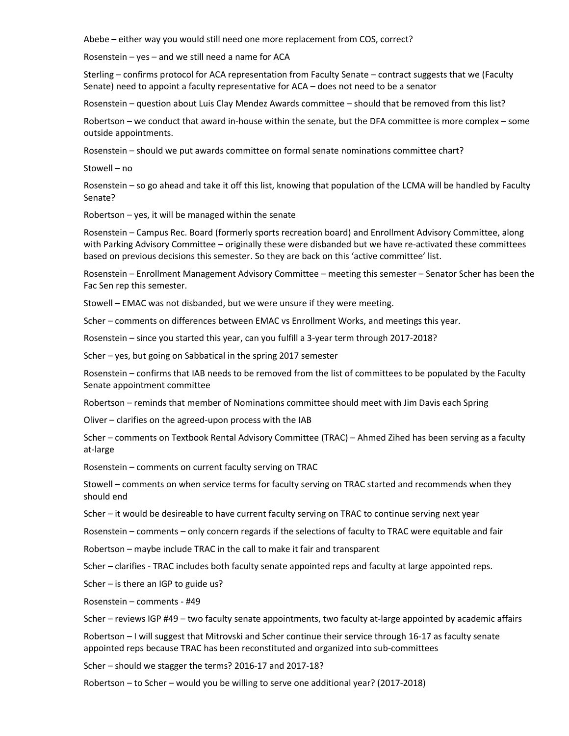Abebe – either way you would still need one more replacement from COS, correct?

Rosenstein – yes – and we still need a name for ACA

Sterling – confirms protocol for ACA representation from Faculty Senate – contract suggests that we (Faculty Senate) need to appoint a faculty representative for ACA – does not need to be a senator

Rosenstein – question about Luis Clay Mendez Awards committee – should that be removed from this list?

Robertson – we conduct that award in-house within the senate, but the DFA committee is more complex – some outside appointments.

Rosenstein – should we put awards committee on formal senate nominations committee chart?

Stowell – no

Rosenstein – so go ahead and take it off this list, knowing that population of the LCMA will be handled by Faculty Senate?

Robertson – yes, it will be managed within the senate

Rosenstein – Campus Rec. Board (formerly sports recreation board) and Enrollment Advisory Committee, along with Parking Advisory Committee – originally these were disbanded but we have re-activated these committees based on previous decisions this semester. So they are back on this 'active committee' list.

Rosenstein – Enrollment Management Advisory Committee – meeting this semester – Senator Scher has been the Fac Sen rep this semester.

Stowell – EMAC was not disbanded, but we were unsure if they were meeting.

Scher – comments on differences between EMAC vs Enrollment Works, and meetings this year.

Rosenstein – since you started this year, can you fulfill a 3-year term through 2017-2018?

Scher – yes, but going on Sabbatical in the spring 2017 semester

Rosenstein – confirms that IAB needs to be removed from the list of committees to be populated by the Faculty Senate appointment committee

Robertson – reminds that member of Nominations committee should meet with Jim Davis each Spring

Oliver – clarifies on the agreed-upon process with the IAB

Scher – comments on Textbook Rental Advisory Committee (TRAC) – Ahmed Zihed has been serving as a faculty at-large

Rosenstein – comments on current faculty serving on TRAC

Stowell – comments on when service terms for faculty serving on TRAC started and recommends when they should end

Scher – it would be desireable to have current faculty serving on TRAC to continue serving next year

Rosenstein – comments – only concern regards if the selections of faculty to TRAC were equitable and fair

Robertson – maybe include TRAC in the call to make it fair and transparent

Scher – clarifies - TRAC includes both faculty senate appointed reps and faculty at large appointed reps.

Scher – is there an IGP to guide us?

Rosenstein – comments - #49

Scher – reviews IGP #49 – two faculty senate appointments, two faculty at-large appointed by academic affairs

Robertson – I will suggest that Mitrovski and Scher continue their service through 16-17 as faculty senate appointed reps because TRAC has been reconstituted and organized into sub-committees

Scher – should we stagger the terms? 2016-17 and 2017-18?

Robertson – to Scher – would you be willing to serve one additional year? (2017-2018)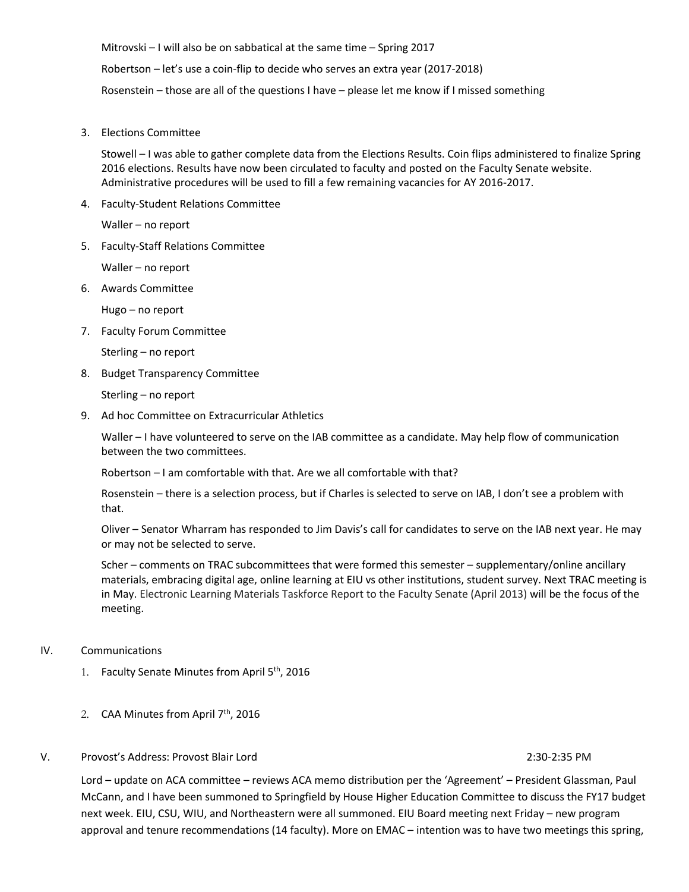Mitrovski – I will also be on sabbatical at the same time – Spring 2017

Robertson – let's use a coin-flip to decide who serves an extra year (2017-2018)

Rosenstein – those are all of the questions I have – please let me know if I missed something

3. Elections Committee

   Stowell – I was able to gather complete data from the Elections Results. Coin flips administered to finalize Spring 2016 elections. Results have now been circulated to faculty and posted on the Faculty Senate website. Administrative procedures will be used to fill a few remaining vacancies for AY 2016-2017.

4. Faculty-Student Relations Committee

   Waller – no report

5. Faculty-Staff Relations Committee

   Waller – no report

6. Awards Committee

   Hugo – no report

7. Faculty Forum Committee

   Sterling – no report

8. Budget Transparency Committee

   Sterling – no report

9. Ad hoc Committee on Extracurricular Athletics

   Waller – I have volunteered to serve on the IAB committee as a candidate. May help flow of communication between the two committees.

   Robertson – I am comfortable with that. Are we all comfortable with that?

   Rosenstein – there is a selection process, but if Charles is selected to serve on IAB, I don't see a problem with that.

   Oliver – Senator Wharram has responded to Jim Davis's call for candidates to serve on the IAB next year. He may or may not be selected to serve.

   Scher – comments on TRAC subcommittees that were formed this semester – supplementary/online ancillary materials, embracing digital age, online learning at EIU vs other institutions, student survey. Next TRAC meeting is in May. Electronic Learning Materials Taskforce Report to the Faculty Senate (April 2013) will be the focus of the meeting.

IV. Communications

1. Faculty Senate Minutes from April 5th, 2016

2. CAA Minutes from April 7th, 2016

V. Provost's Address: Provost Blair Lord 2:30-2:35 PM

Lord – update on ACA committee – reviews ACA memo distribution per the 'Agreement' – President Glassman, Paul McCann, and I have been summoned to Springfield by House Higher Education Committee to discuss the FY17 budget next week. EIU, CSU, WIU, and Northeastern were all summoned. EIU Board meeting next Friday – new program approval and tenure recommendations (14 faculty). More on EMAC – intention was to have two meetings this spring,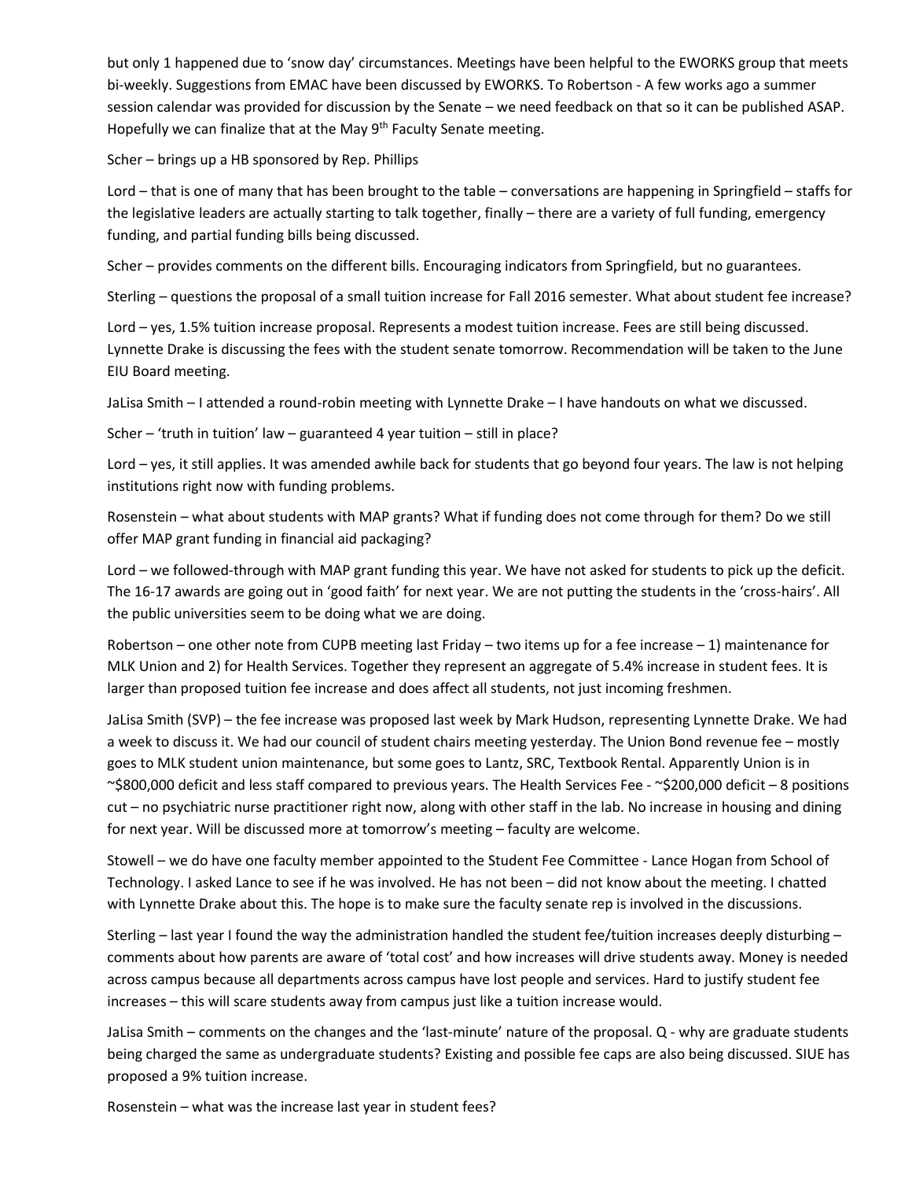but only 1 happened due to 'snow day' circumstances. Meetings have been helpful to the EWORKS group that meets bi-weekly. Suggestions from EMAC have been discussed by EWORKS. To Robertson - A few works ago a summer session calendar was provided for discussion by the Senate – we need feedback on that so it can be published ASAP. Hopefully we can finalize that at the May 9th Faculty Senate meeting.

Scher – brings up a HB sponsored by Rep. Phillips

Lord – that is one of many that has been brought to the table – conversations are happening in Springfield – staffs for the legislative leaders are actually starting to talk together, finally – there are a variety of full funding, emergency funding, and partial funding bills being discussed.

Scher – provides comments on the different bills. Encouraging indicators from Springfield, but no guarantees.

Sterling – questions the proposal of a small tuition increase for Fall 2016 semester. What about student fee increase?

Lord – yes, 1.5% tuition increase proposal. Represents a modest tuition increase. Fees are still being discussed. Lynnette Drake is discussing the fees with the student senate tomorrow. Recommendation will be taken to the June EIU Board meeting.

JaLisa Smith – I attended a round-robin meeting with Lynnette Drake – I have handouts on what we discussed.

Scher – 'truth in tuition' law – guaranteed 4 year tuition – still in place?

Lord – yes, it still applies. It was amended awhile back for students that go beyond four years. The law is not helping institutions right now with funding problems.

Rosenstein – what about students with MAP grants? What if funding does not come through for them? Do we still offer MAP grant funding in financial aid packaging?

Lord – we followed-through with MAP grant funding this year. We have not asked for students to pick up the deficit. The 16-17 awards are going out in 'good faith' for next year. We are not putting the students in the 'cross-hairs'. All the public universities seem to be doing what we are doing.

Robertson – one other note from CUPB meeting last Friday – two items up for a fee increase – 1) maintenance for MLK Union and 2) for Health Services. Together they represent an aggregate of 5.4% increase in student fees. It is larger than proposed tuition fee increase and does affect all students, not just incoming freshmen.

JaLisa Smith (SVP) – the fee increase was proposed last week by Mark Hudson, representing Lynnette Drake. We had a week to discuss it. We had our council of student chairs meeting yesterday. The Union Bond revenue fee – mostly goes to MLK student union maintenance, but some goes to Lantz, SRC, Textbook Rental. Apparently Union is in ~$800,000 deficit and less staff compared to previous years. The Health Services Fee - ~$200,000 deficit – 8 positions cut – no psychiatric nurse practitioner right now, along with other staff in the lab. No increase in housing and dining for next year. Will be discussed more at tomorrow's meeting – faculty are welcome.

Stowell – we do have one faculty member appointed to the Student Fee Committee - Lance Hogan from School of Technology. I asked Lance to see if he was involved. He has not been – did not know about the meeting. I chatted with Lynnette Drake about this. The hope is to make sure the faculty senate rep is involved in the discussions.

Sterling – last year I found the way the administration handled the student fee/tuition increases deeply disturbing – comments about how parents are aware of 'total cost' and how increases will drive students away. Money is needed across campus because all departments across campus have lost people and services. Hard to justify student fee increases – this will scare students away from campus just like a tuition increase would.

JaLisa Smith – comments on the changes and the 'last-minute' nature of the proposal. Q - why are graduate students being charged the same as undergraduate students? Existing and possible fee caps are also being discussed. SIUE has proposed a 9% tuition increase.

Rosenstein – what was the increase last year in student fees?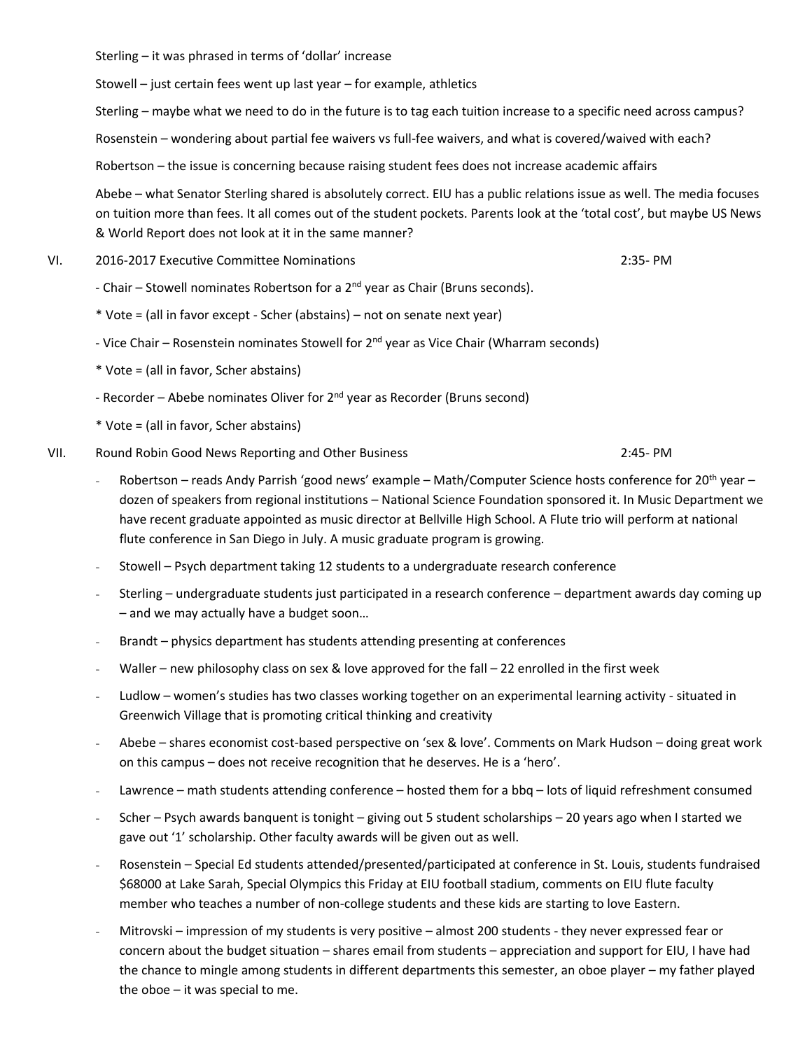Sterling – it was phrased in terms of 'dollar' increase

Stowell – just certain fees went up last year – for example, athletics

Sterling – maybe what we need to do in the future is to tag each tuition increase to a specific need across campus?

Rosenstein – wondering about partial fee waivers vs full-fee waivers, and what is covered/waived with each?

Robertson – the issue is concerning because raising student fees does not increase academic affairs

Abebe – what Senator Sterling shared is absolutely correct. EIU has a public relations issue as well. The media focuses on tuition more than fees. It all comes out of the student pockets. Parents look at the 'total cost', but maybe US News & World Report does not look at it in the same manner?

VI. 2016-2017 Executive Committee Nominations 2:35- PM

- Chair – Stowell nominates Robertson for a 2nd year as Chair (Bruns seconds).

* Vote = (all in favor except - Scher (abstains) – not on senate next year)

- Vice Chair – Rosenstein nominates Stowell for 2nd year as Vice Chair (Wharram seconds)

* Vote = (all in favor, Scher abstains)

- Recorder – Abebe nominates Oliver for 2nd year as Recorder (Bruns second)

* Vote = (all in favor, Scher abstains)

VII. Round Robin Good News Reporting and Other Business 2:45- PM

- Robertson – reads Andy Parrish 'good news' example – Math/Computer Science hosts conference for 20th year – dozen of speakers from regional institutions – National Science Foundation sponsored it. In Music Department we have recent graduate appointed as music director at Bellville High School. A Flute trio will perform at national flute conference in San Diego in July. A music graduate program is growing.
- Stowell – Psych department taking 12 students to a undergraduate research conference
- Sterling – undergraduate students just participated in a research conference – department awards day coming up – and we may actually have a budget soon…
- Brandt – physics department has students attending presenting at conferences
- Waller – new philosophy class on sex & love approved for the fall – 22 enrolled in the first week
- Ludlow – women's studies has two classes working together on an experimental learning activity - situated in Greenwich Village that is promoting critical thinking and creativity
- Abebe – shares economist cost-based perspective on 'sex & love'. Comments on Mark Hudson – doing great work on this campus – does not receive recognition that he deserves. He is a 'hero'.
- Lawrence – math students attending conference – hosted them for a bbq – lots of liquid refreshment consumed
- Scher – Psych awards banquent is tonight – giving out 5 student scholarships – 20 years ago when I started we gave out '1' scholarship. Other faculty awards will be given out as well.
- Rosenstein – Special Ed students attended/presented/participated at conference in St. Louis, students fundraised $68000 at Lake Sarah, Special Olympics this Friday at EIU football stadium, comments on EIU flute faculty member who teaches a number of non-college students and these kids are starting to love Eastern.
- Mitrovski – impression of my students is very positive – almost 200 students - they never expressed fear or concern about the budget situation – shares email from students – appreciation and support for EIU, I have had the chance to mingle among students in different departments this semester, an oboe player – my father played the oboe – it was special to me.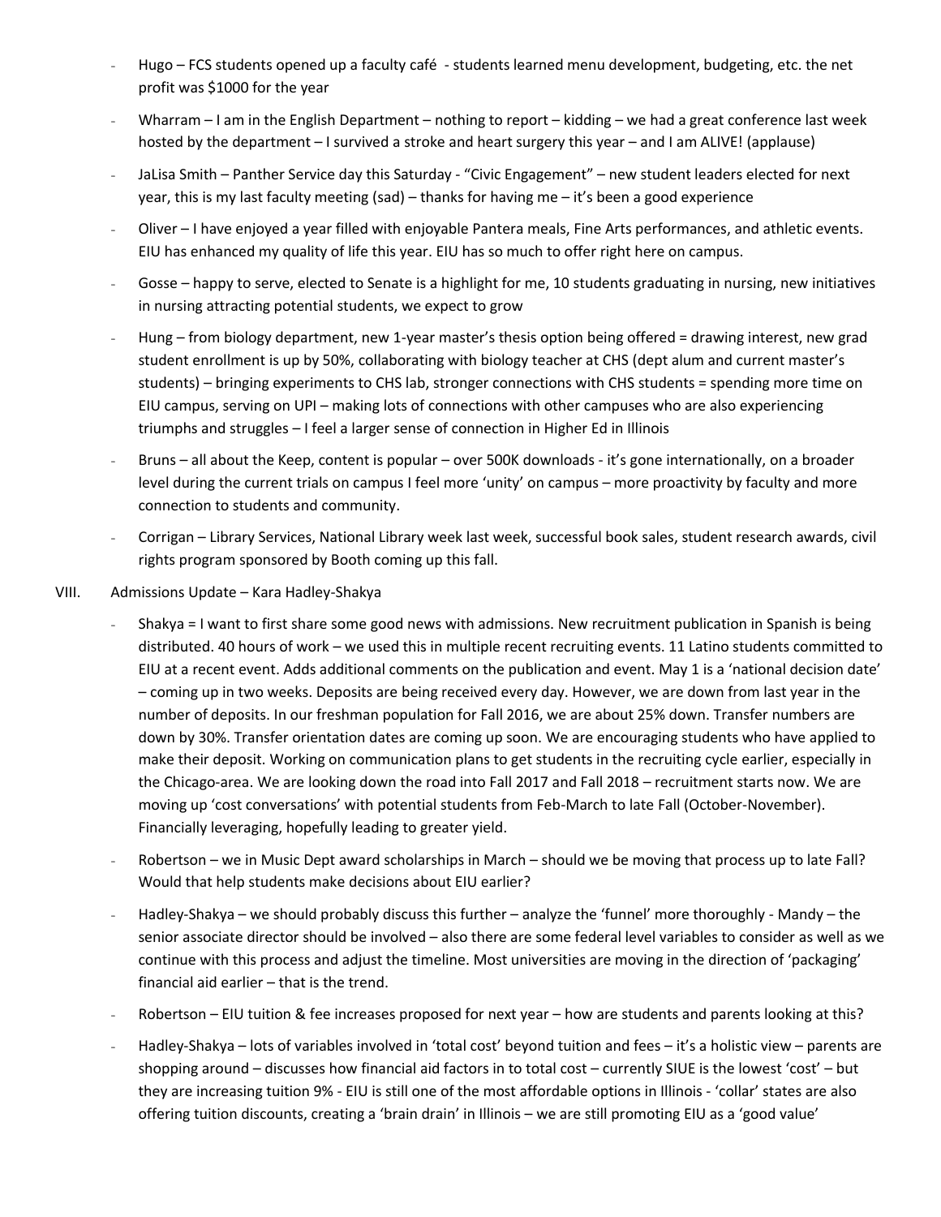- Hugo – FCS students opened up a faculty café - students learned menu development, budgeting, etc. the net profit was $1000 for the year
- Wharram – I am in the English Department – nothing to report – kidding – we had a great conference last week hosted by the department – I survived a stroke and heart surgery this year – and I am ALIVE! (applause)
- JaLisa Smith – Panther Service day this Saturday - "Civic Engagement" – new student leaders elected for next year, this is my last faculty meeting (sad) – thanks for having me – it's been a good experience
- Oliver – I have enjoyed a year filled with enjoyable Pantera meals, Fine Arts performances, and athletic events. EIU has enhanced my quality of life this year. EIU has so much to offer right here on campus.
- Gosse – happy to serve, elected to Senate is a highlight for me, 10 students graduating in nursing, new initiatives in nursing attracting potential students, we expect to grow
- Hung – from biology department, new 1-year master's thesis option being offered = drawing interest, new grad student enrollment is up by 50%, collaborating with biology teacher at CHS (dept alum and current master's students) – bringing experiments to CHS lab, stronger connections with CHS students = spending more time on EIU campus, serving on UPI – making lots of connections with other campuses who are also experiencing triumphs and struggles – I feel a larger sense of connection in Higher Ed in Illinois
- Bruns – all about the Keep, content is popular – over 500K downloads - it's gone internationally, on a broader level during the current trials on campus I feel more 'unity' on campus – more proactivity by faculty and more connection to students and community.
- Corrigan – Library Services, National Library week last week, successful book sales, student research awards, civil rights program sponsored by Booth coming up this fall.

VIII. Admissions Update – Kara Hadley-Shakya

- Shakya = I want to first share some good news with admissions. New recruitment publication in Spanish is being distributed. 40 hours of work – we used this in multiple recent recruiting events. 11 Latino students committed to EIU at a recent event. Adds additional comments on the publication and event. May 1 is a 'national decision date' – coming up in two weeks. Deposits are being received every day. However, we are down from last year in the number of deposits. In our freshman population for Fall 2016, we are about 25% down. Transfer numbers are down by 30%. Transfer orientation dates are coming up soon. We are encouraging students who have applied to make their deposit. Working on communication plans to get students in the recruiting cycle earlier, especially in the Chicago-area. We are looking down the road into Fall 2017 and Fall 2018 – recruitment starts now. We are moving up 'cost conversations' with potential students from Feb-March to late Fall (October-November). Financially leveraging, hopefully leading to greater yield.
- Robertson – we in Music Dept award scholarships in March – should we be moving that process up to late Fall? Would that help students make decisions about EIU earlier?
- Hadley-Shakya – we should probably discuss this further – analyze the 'funnel' more thoroughly - Mandy – the senior associate director should be involved – also there are some federal level variables to consider as well as we continue with this process and adjust the timeline. Most universities are moving in the direction of 'packaging' financial aid earlier – that is the trend.
- Robertson – EIU tuition & fee increases proposed for next year – how are students and parents looking at this?
- Hadley-Shakya – lots of variables involved in 'total cost' beyond tuition and fees – it's a holistic view – parents are shopping around – discusses how financial aid factors in to total cost – currently SIUE is the lowest 'cost' – but they are increasing tuition 9% - EIU is still one of the most affordable options in Illinois - 'collar' states are also offering tuition discounts, creating a 'brain drain' in Illinois – we are still promoting EIU as a 'good value'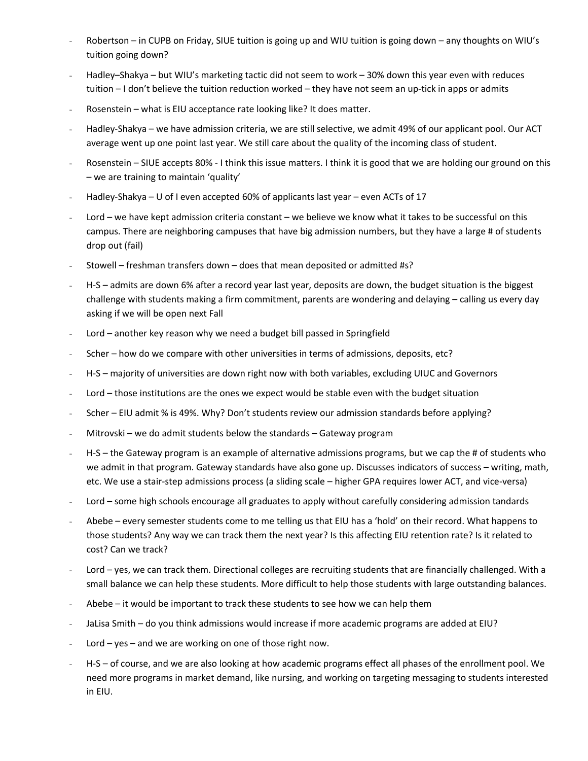- Robertson – in CUPB on Friday, SIUE tuition is going up and WIU tuition is going down – any thoughts on WIU's tuition going down?
- Hadley–Shakya – but WIU's marketing tactic did not seem to work – 30% down this year even with reduces tuition – I don't believe the tuition reduction worked – they have not seem an up-tick in apps or admits
- Rosenstein – what is EIU acceptance rate looking like? It does matter.
- Hadley-Shakya – we have admission criteria, we are still selective, we admit 49% of our applicant pool. Our ACT average went up one point last year. We still care about the quality of the incoming class of student.
- Rosenstein – SIUE accepts 80% - I think this issue matters. I think it is good that we are holding our ground on this – we are training to maintain 'quality'
- Hadley-Shakya – U of I even accepted 60% of applicants last year – even ACTs of 17
- Lord – we have kept admission criteria constant – we believe we know what it takes to be successful on this campus. There are neighboring campuses that have big admission numbers, but they have a large # of students drop out (fail)
- Stowell – freshman transfers down – does that mean deposited or admitted #s?
- H-S – admits are down 6% after a record year last year, deposits are down, the budget situation is the biggest challenge with students making a firm commitment, parents are wondering and delaying – calling us every day asking if we will be open next Fall
- Lord – another key reason why we need a budget bill passed in Springfield
- Scher – how do we compare with other universities in terms of admissions, deposits, etc?
- H-S – majority of universities are down right now with both variables, excluding UIUC and Governors
- Lord – those institutions are the ones we expect would be stable even with the budget situation
- Scher – EIU admit % is 49%. Why? Don't students review our admission standards before applying?
- Mitrovski – we do admit students below the standards – Gateway program
- H-S – the Gateway program is an example of alternative admissions programs, but we cap the # of students who we admit in that program. Gateway standards have also gone up. Discusses indicators of success – writing, math, etc. We use a stair-step admissions process (a sliding scale – higher GPA requires lower ACT, and vice-versa)
- Lord – some high schools encourage all graduates to apply without carefully considering admission tandards
- Abebe – every semester students come to me telling us that EIU has a 'hold' on their record. What happens to those students? Any way we can track them the next year? Is this affecting EIU retention rate? Is it related to cost? Can we track?
- Lord – yes, we can track them. Directional colleges are recruiting students that are financially challenged. With a small balance we can help these students. More difficult to help those students with large outstanding balances.
- Abebe – it would be important to track these students to see how we can help them
- JaLisa Smith – do you think admissions would increase if more academic programs are added at EIU?
- Lord – yes – and we are working on one of those right now.
- H-S – of course, and we are also looking at how academic programs effect all phases of the enrollment pool. We need more programs in market demand, like nursing, and working on targeting messaging to students interested in EIU.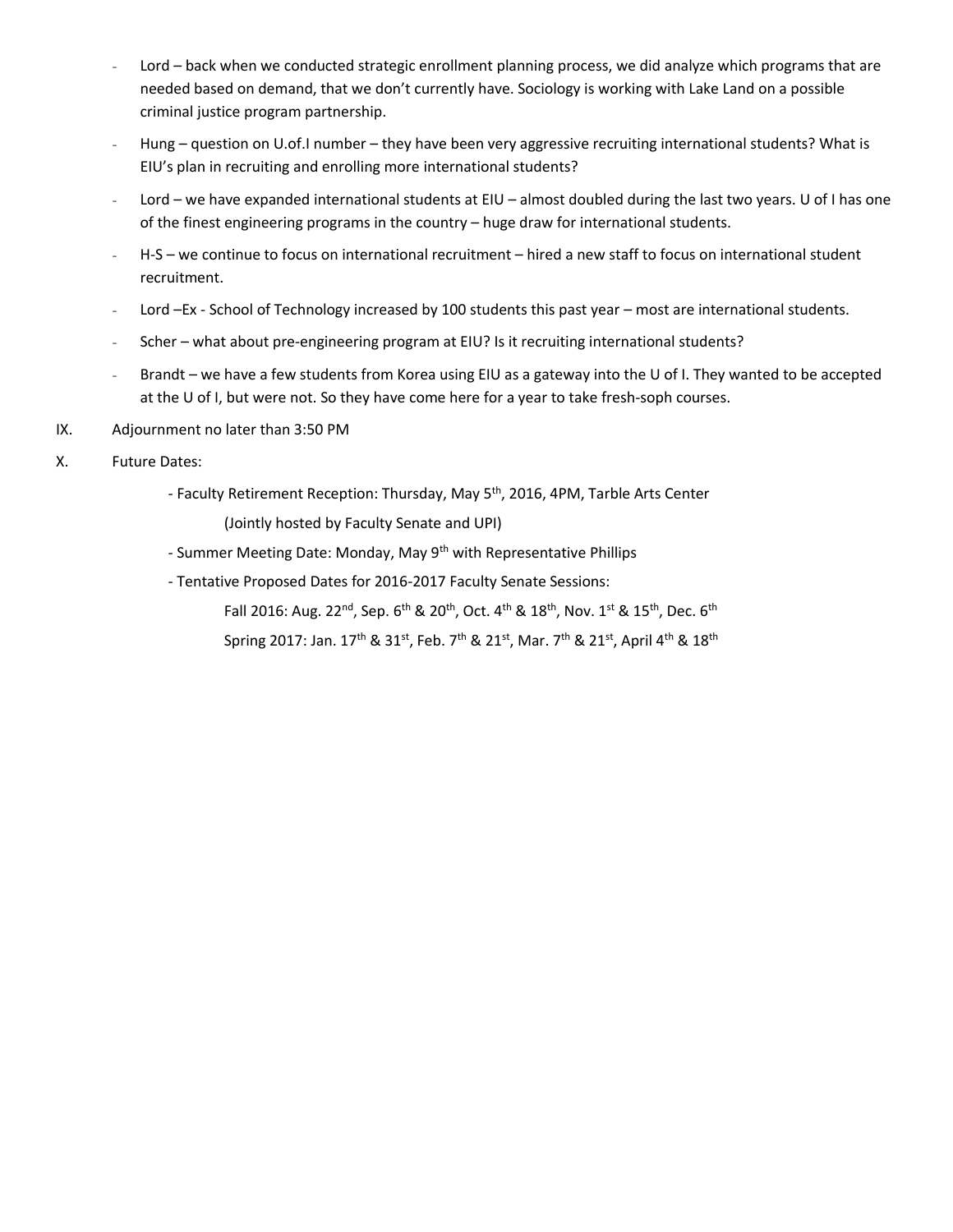- Lord – back when we conducted strategic enrollment planning process, we did analyze which programs that are needed based on demand, that we don't currently have. Sociology is working with Lake Land on a possible criminal justice program partnership.
- Hung – question on U.of.I number – they have been very aggressive recruiting international students? What is EIU's plan in recruiting and enrolling more international students?
- Lord – we have expanded international students at EIU – almost doubled during the last two years. U of I has one of the finest engineering programs in the country – huge draw for international students.
- H-S – we continue to focus on international recruitment – hired a new staff to focus on international student recruitment.
- Lord –Ex - School of Technology increased by 100 students this past year – most are international students.
- Scher – what about pre-engineering program at EIU? Is it recruiting international students?
- Brandt – we have a few students from Korea using EIU as a gateway into the U of I. They wanted to be accepted at the U of I, but were not. So they have come here for a year to take fresh-soph courses.

IX. Adjournment no later than 3:50 PM

X. Future Dates:

- Faculty Retirement Reception: Thursday, May 5th, 2016, 4PM, Tarble Arts Center

  (Jointly hosted by Faculty Senate and UPI)

- Summer Meeting Date: Monday, May 9th with Representative Phillips
- Tentative Proposed Dates for 2016-2017 Faculty Senate Sessions:

  Fall 2016: Aug. 22nd, Sep. 6th & 20th, Oct. 4th & 18th, Nov. 1st & 15th, Dec. 6th

  Spring 2017: Jan. 17th & 31st, Feb. 7th & 21st, Mar. 7th & 21st, April 4th & 18th